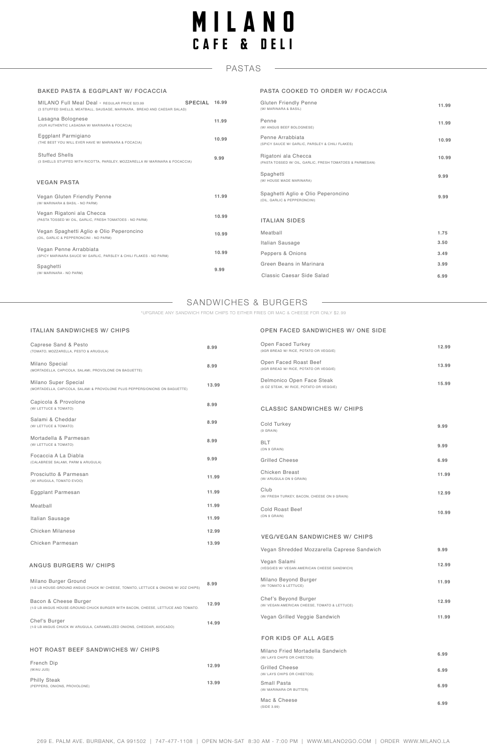# MILANO
## CAFE & DELI

## PASTAS

### BAKED PASTA & EGGPLANT W/ FOCACCIA

| Item | Price |
|---|---|
| MILANO Full Meal Deal - REGULAR PRICE $23.99 (3 STUFFED SHELLS, MEATBALL, SAUSAGE, MARINARA, BREAD AND CAESAR SALAD) | SPECIAL 16.99 |
| Lasagna Bolognese (OUR AUTHENTIC LASAGNA W/ MARINARA & FOCACIA) | 11.99 |
| Eggplant Parmigiano (THE BEST YOU WILL EVER HAVE W/ MARINARA & FOCACIA) | 10.99 |
| Stuffed Shells (3 SHELLS STUFFED WITH RICOTTA, PARSLEY, MOZZARELLA W/ MARINARA & FOCACCIA) | 9.99 |

### VEGAN PASTA

| Item | Price |
|---|---|
| Vegan Gluten Friendly Penne (W/ MARINARA & BASIL - NO PARM) | 11.99 |
| Vegan Rigatoni ala Checca (PASTA TOSSED W/ OIL, GARLIC, FRESH TOMATOES - NO PARM) | 10.99 |
| Vegan Spaghetti Aglio e Olio Peperoncino (OIL, GARLIC & PEPPERONCINI - NO PARM) | 10.99 |
| Vegan Penne Arrabbiata (SPICY MARINARA SAUCE W/ GARLIC, PARSLEY & CHILI FLAKES - NO PARM) | 10.99 |
| Spaghetti (W/ MARINARA - NO PARM) | 9.99 |

### PASTA COOKED TO ORDER W/ FOCACCIA

| Item | Price |
|---|---|
| Gluten Friendly Penne (W/ MARINARA & BASIL) | 11.99 |
| Penne (W/ ANGUS BEEF BOLOGNESE) | 11.99 |
| Penne Arrabbiata (SPICY SAUCE W/ GARLIC, PARSLEY & CHILI FLAKES) | 10.99 |
| Rigatoni ala Checca (PASTA TOSSED W/ OIL, GARLIC, FRESH TOMATOES & PARMESAN) | 10.99 |
| Spaghetti (W/ HOUSE MADE MARINARA) | 9.99 |
| Spaghetti Aglio e Olio Peperoncino (OIL, GARLIC & PEPPERONCINI) | 9.99 |

### ITALIAN SIDES

| Item | Price |
|---|---|
| Meatball | 1.75 |
| Italian Sausage | 3.50 |
| Peppers & Onions | 3.49 |
| Green Beans in Marinara | 3.99 |
| Classic Caesar Side Salad | 6.99 |

## SANDWICHES & BURGERS

*UPGRADE ANY SANDWICH FROM CHIPS TO EITHER FRIES OR MAC & CHEESE FOR ONLY $2.99

### ITALIAN SANDWICHES W/ CHIPS

| Item | Price |
|---|---|
| Caprese Sand & Pesto (TOMATO, MOZZARELLA, PESTO & ARUGULA) | 8.99 |
| Milano Special (MORTADELLA, CAPICOLA, SALAMI, PROVOLONE ON BAGUETTE) | 8.99 |
| Milano Super Special (MORTADELLA, CAPICOLA, SALAMI & PROVOLONE PLUS PEPPERS/ONIONS ON BAGUETTE) | 13.99 |
| Capicola & Provolone (W/ LETTUCE & TOMATO) | 8.99 |
| Salami & Cheddar (W/ LETTUCE & TOMATO) | 8.99 |
| Mortadella & Parmesan (W/ LETTUCE & TOMATO) | 8.99 |
| Focaccia A La Diabla (CALABRESE SALAMI, PARM & ARUGULA) | 9.99 |
| Prosciutto & Parmesan (W/ ARUGULA, TOMATO EVOO) | 11.99 |
| Eggplant Parmesan | 11.99 |
| Meatball | 11.99 |
| Italian Sausage | 11.99 |
| Chicken Milanese | 12.99 |
| Chicken Parmesan | 13.99 |

### ANGUS BURGERS W/ CHIPS

| Item | Price |
|---|---|
| Milano Burger Ground (1/2 LB HOUSE-GROUND ANGUS CHUCK W/ CHEESE, TOMATO, LETTUCE & ONIONS W/ 2OZ CHIPS) | 8.99 |
| Bacon & Cheese Burger (1/2 LB ANGUS HOUSE-GROUND CHUCK BURGER WITH BACON, CHEESE, LETTUCE AND TOMATO.) | 12.99 |
| Chef's Burger (1/2 LB ANGUS CHUCK W/ ARUGULA, CARAMELIZED ONIONS, CHEDDAR, AVOCADO) | 14.99 |

### HOT ROAST BEEF SANDWICHES W/ CHIPS

| Item | Price |
|---|---|
| French Dip (W/AU JUS) | 12.99 |
| Philly Steak (PEPPERS, ONIONS, PROVOLONE) | 13.99 |

### OPEN FACED SANDWICHES W/ ONE SIDE

| Item | Price |
|---|---|
| Open Faced Turkey (9GR BREAD W/ RICE, POTATO OR VEGGIE) | 12.99 |
| Open Faced Roast Beef (9GR BREAD W/ RICE, POTATO OR VEGGIE) | 13.99 |
| Delmonico Open Face Steak (6 OZ STEAK, W/ RICE, POTATO OR VEGGIE) | 15.99 |

### CLASSIC SANDWICHES W/ CHIPS

| Item | Price |
|---|---|
| Cold Turkey (9 GRAIN) | 9.99 |
| BLT (ON 9 GRAIN) | 9.99 |
| Grilled Cheese | 6.99 |
| Chicken Breast (W/ ARUGULA ON 9 GRAIN) | 11.99 |
| Club (W/ FRESH TURKEY, BACON, CHEESE ON 9 GRAIN) | 12.99 |
| Cold Roast Beef (ON 9 GRAIN) | 10.99 |

### VEG/VEGAN SANDWICHES W/ CHIPS

| Item | Price |
|---|---|
| Vegan Shredded Mozzarella Caprese Sandwich | 9.99 |
| Vegan Salami (VEGGIES W/ VEGAN AMERICAN CHEESE SANDWICH) | 12.99 |
| Milano Beyond Burger (W/ TOMATO & LETTUCE) | 11.99 |
| Chef's Beyond Burger (W/ VEGAN AMERICAN CHEESE, TOMATO & LETTUCE) | 12.99 |
| Vegan Grilled Veggie Sandwich | 11.99 |

### FOR KIDS OF ALL AGES

| Item | Price |
|---|---|
| Milano Fried Mortadella Sandwich (W/ LAYS CHIPS OR CHEETOS) | 6.99 |
| Grilled Cheese (W/ LAYS CHIPS OR CHEETOS) | 6.99 |
| Small Pasta (W/ MARINARA OR BUTTER) | 6.99 |
| Mac & Cheese (SIDE 3.99) | 6.99 |

269 E. PALM AVE. BURBANK, CA 991502 | 747-477-1108 | OPEN MON-SAT 8:30 AM - 7:00 PM | WWW.MILANO2GO.COM | ORDER WWW.MILANO.LA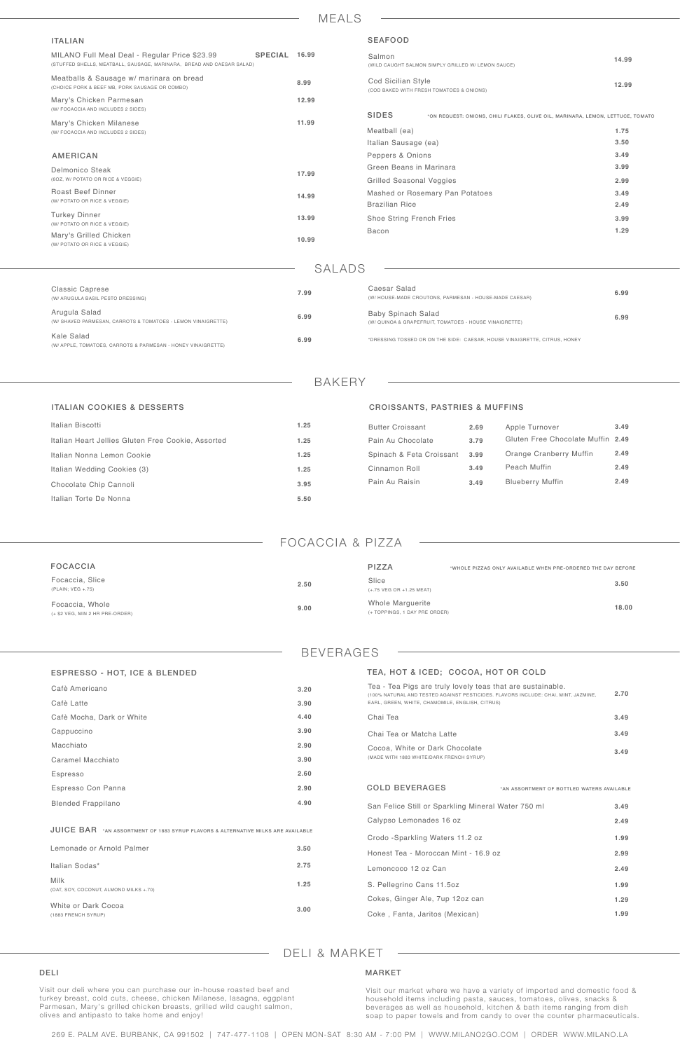# MEALS

## ITALIAN

| | |
|---|---|
| MILANO Full Meal Deal - Regular Price $23.99 (STUFFED SHELLS, MEATBALL, SAUSAGE, MARINARA, BREAD AND CAESAR SALAD) | **SPECIAL** 16.99 |
| Meatballs & Sausage w/ marinara on bread (CHOICE PORK & BEEF MB, PORK SAUSAGE OR COMBO) | 8.99 |
| Mary's Chicken Parmesan (W/ FOCACCIA AND INCLUDES 2 SIDES) | 12.99 |
| Mary's Chicken Milanese (W/ FOCACCIA AND INCLUDES 2 SIDES) | 11.99 |

## AMERICAN

| | |
|---|---|
| Delmonico Steak (6OZ, W/ POTATO OR RICE & VEGGIE) | 17.99 |
| Roast Beef Dinner (W/ POTATO OR RICE & VEGGIE) | 14.99 |
| Turkey Dinner (W/ POTATO OR RICE & VEGGIE) | 13.99 |
| Mary's Grilled Chicken (W/ POTATO OR RICE & VEGGIE) | 10.99 |

## SEAFOOD

| | |
|---|---|
| Salmon (WILD CAUGHT SALMON SIMPLY GRILLED W/ LEMON SAUCE) | 14.99 |
| Cod Sicilian Style (COD BAKED WITH FRESH TOMATOES & ONIONS) | 12.99 |

## SIDES

*ON REQUEST: ONIONS, CHILI FLAKES, OLIVE OIL, MARINARA, LEMON, LETTUCE, TOMATO

| | |
|---|---|
| Meatball (ea) | 1.75 |
| Italian Sausage (ea) | 3.50 |
| Peppers & Onions | 3.49 |
| Green Beans in Marinara | 3.99 |
| Grilled Seasonal Veggies | 2.99 |
| Mashed or Rosemary Pan Potatoes | 3.49 |
| Brazilian Rice | 2.49 |
| Shoe String French Fries | 3.99 |
| Bacon | 1.29 |

# SALADS

| | |
|---|---|
| Classic Caprese (W/ ARUGULA BASIL PESTO DRESSING) | 7.99 |
| Arugula Salad (W/ SHAVED PARMESAN, CARROTS & TOMATOES - LEMON VINAIGRETTE) | 6.99 |
| Kale Salad (W/ APPLE, TOMATOES, CARROTS & PARMESAN - HONEY VINAIGRETTE) | 6.99 |
| Caesar Salad (W/ HOUSE-MADE CROUTONS, PARMESAN - HOUSE-MADE CAESAR) | 6.99 |
| Baby Spinach Salad (W/ QUINOA & GRAPEFRUIT, TOMATOES - HOUSE VINAIGRETTE) | 6.99 |

*DRESSING TOSSED OR ON THE SIDE: CAESAR, HOUSE VINAIGRETTE, CITRUS, HONEY

# BAKERY

## ITALIAN COOKIES & DESSERTS

| | |
|---|---|
| Italian Biscotti | 1.25 |
| Italian Heart Jellies Gluten Free Cookie, Assorted | 1.25 |
| Italian Nonna Lemon Cookie | 1.25 |
| Italian Wedding Cookies (3) | 1.25 |
| Chocolate Chip Cannoli | 3.95 |
| Italian Torte De Nonna | 5.50 |

## CROISSANTS, PASTRIES & MUFFINS

| | |
|---|---|
| Butter Croissant | 2.69 |
| Pain Au Chocolate | 3.79 |
| Spinach & Feta Croissant | 3.99 |
| Cinnamon Roll | 3.49 |
| Pain Au Raisin | 3.49 |
| Apple Turnover | 3.49 |
| Gluten Free Chocolate Muffin | 2.49 |
| Orange Cranberry Muffin | 2.49 |
| Peach Muffin | 2.49 |
| Blueberry Muffin | 2.49 |

# FOCACCIA & PIZZA

## FOCACCIA

| | |
|---|---|
| Focaccia, Slice (PLAIN; VEG +.75) | 2.50 |
| Focaccia, Whole (+ $2 VEG, MIN 2 HR PRE-ORDER) | 9.00 |

## PIZZA

*WHOLE PIZZAS ONLY AVAILABLE WHEN PRE-ORDERED THE DAY BEFORE

| | |
|---|---|
| Slice (+.75 VEG OR +1.25 MEAT) | 3.50 |
| Whole Marguerite (+ TOPPINGS, 1 DAY PRE ORDER) | 18.00 |

# BEVERAGES

## ESPRESSO - HOT, ICE & BLENDED

| | |
|---|---|
| Cafè Americano | 3.20 |
| Cafè Latte | 3.90 |
| Cafè Mocha, Dark or White | 4.40 |
| Cappuccino | 3.90 |
| Macchiato | 2.90 |
| Caramel Macchiato | 3.90 |
| Espresso | 2.60 |
| Espresso Con Panna | 2.90 |
| Blended Frappilano | 4.90 |

## JUICE BAR

*AN ASSORTMENT OF 1883 SYRUP FLAVORS & ALTERNATIVE MILKS ARE AVAILABLE

| | |
|---|---|
| Lemonade or Arnold Palmer | 3.50 |
| Italian Sodas* | 2.75 |
| Milk (OAT, SOY, COCONUT, ALMOND MILKS +.70) | 1.25 |
| White or Dark Cocoa (1883 FRENCH SYRUP) | 3.00 |

## TEA, HOT & ICED; COCOA, HOT OR COLD

| | |
|---|---|
| Tea - Tea Pigs are truly lovely teas that are sustainable. (100% NATURAL AND TESTED AGAINST PESTICIDES. FLAVORS INCLUDE: CHAI, MINT, JAZMINE, EARL, GREEN, WHITE, CHAMOMILE, ENGLISH, CITRUS) | 2.70 |
| Chai Tea | 3.49 |
| Chai Tea or Matcha Latte | 3.49 |
| Cocoa, White or Dark Chocolate (MADE WITH 1883 WHITE/DARK FRENCH SYRUP) | 3.49 |

## COLD BEVERAGES

*AN ASSORTMENT OF BOTTLED WATERS AVAILABLE

| | |
|---|---|
| San Felice Still or Sparkling Mineral Water 750 ml | 3.49 |
| Calypso Lemonades 16 oz | 2.49 |
| Crodo -Sparkling Waters 11.2 oz | 1.99 |
| Honest Tea - Moroccan Mint - 16.9 oz | 2.99 |
| Lemoncoco 12 oz Can | 2.49 |
| S. Pellegrino Cans 11.5oz | 1.99 |
| Cokes, Ginger Ale, 7up 12oz can | 1.29 |
| Coke , Fanta, Jaritos (Mexican) | 1.99 |

# DELI & MARKET

## DELI

Visit our deli where you can purchase our in-house roasted beef and turkey breast, cold cuts, cheese, chicken Milanese, lasagna, eggplant Parmesan, Mary's grilled chicken breasts, grilled wild caught salmon, olives and antipasto to take home and enjoy!

## MARKET

Visit our market where we have a variety of imported and domestic food & household items including pasta, sauces, tomatoes, olives, snacks & beverages as well as household, kitchen & bath items ranging from dish soap to paper towels and from candy to over the counter pharmaceuticals.

269 E. PALM AVE. BURBANK, CA 991502 | 747-477-1108 | OPEN MON-SAT 8:30 AM - 7:00 PM | WWW.MILANO2GO.COM | ORDER WWW.MILANO.LA